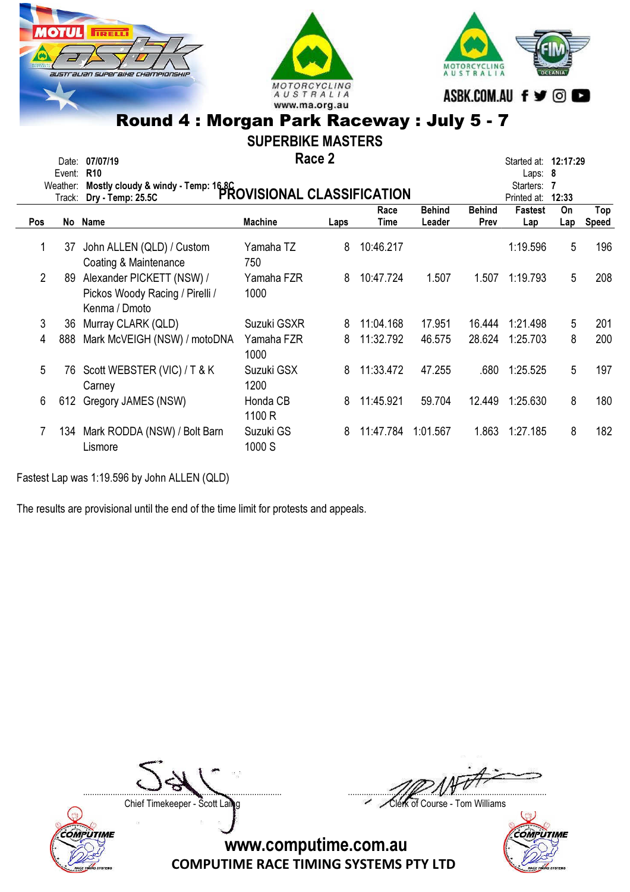# Round 4 : Morgan Park Raceway : July 5 - 7

## SUPERBIKE MASTERS

### Race 2

Date: 07/07/19
Event: R10
Weather: Mostly cloudy & windy - Temp: 16.8C
Track: Dry - Temp: 25.5C

**PROVISIONAL CLASSIFICATION**

Started at: 12:17:29
Laps: 8
Starters: 7
Printed at: 12:33

| Pos | No | Name | Machine | Laps | Race Time | Behind Leader | Behind Prev | Fastest Lap | On Lap | Top Speed |
|---|---|---|---|---|---|---|---|---|---|---|
| 1 | 37 | John ALLEN (QLD) / Custom Coating & Maintenance | Yamaha TZ 750 | 8 | 10:46.217 | | | 1:19.596 | 5 | 196 |
| 2 | 89 | Alexander PICKETT (NSW) / Pickos Woody Racing / Pirelli / Kenma / Dmoto | Yamaha FZR 1000 | 8 | 10:47.724 | 1.507 | 1.507 | 1:19.793 | 5 | 208 |
| 3 | 36 | Murray CLARK (QLD) | Suzuki GSXR | 8 | 11:04.168 | 17.951 | 16.444 | 1:21.498 | 5 | 201 |
| 4 | 888 | Mark McVEIGH (NSW) / motoDNA | Yamaha FZR 1000 | 8 | 11:32.792 | 46.575 | 28.624 | 1:25.703 | 8 | 200 |
| 5 | 76 | Scott WEBSTER (VIC) / T & K Carney | Suzuki GSX 1200 | 8 | 11:33.472 | 47.255 | .680 | 1:25.525 | 5 | 197 |
| 6 | 612 | Gregory JAMES (NSW) | Honda CB 1100 R | 8 | 11:45.921 | 59.704 | 12.449 | 1:25.630 | 8 | 180 |
| 7 | 134 | Mark RODDA (NSW) / Bolt Barn Lismore | Suzuki GS 1000 S | 8 | 11:47.784 | 1:01.567 | 1.863 | 1:27.185 | 8 | 182 |

Fastest Lap was 1:19.596 by John ALLEN (QLD)

The results are provisional until the end of the time limit for protests and appeals.

Chief Timekeeper - Scott Laing

Clerk of Course - Tom Williams

www.computime.com.au
COMPUTIME RACE TIMING SYSTEMS PTY LTD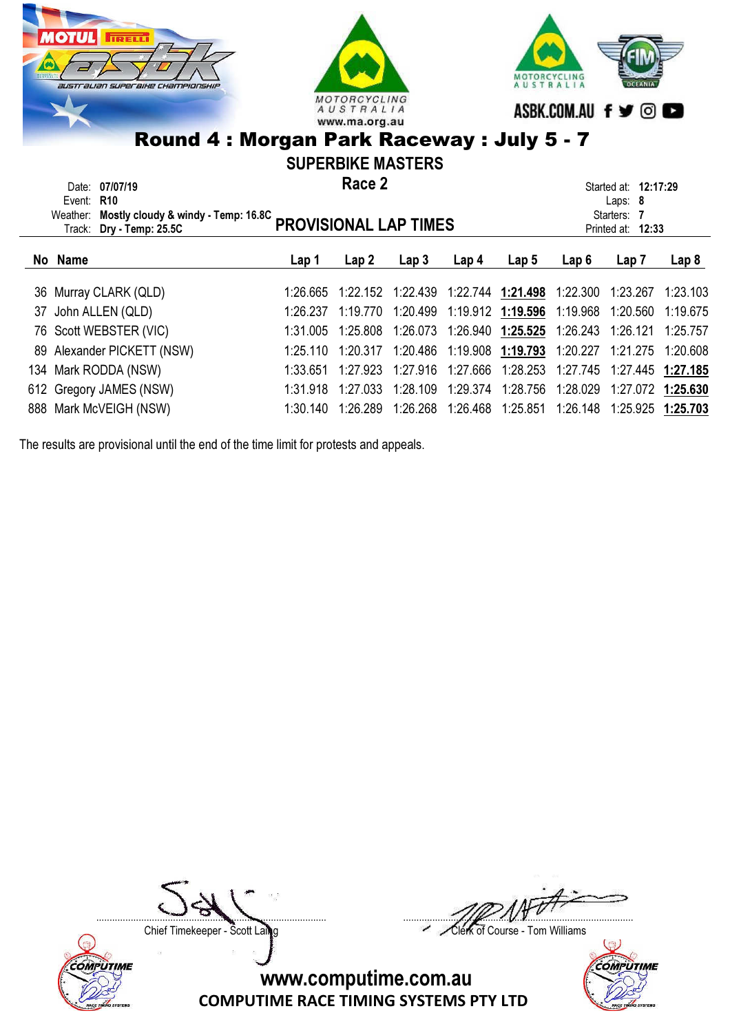# Round 4 : Morgan Park Raceway : July 5 - 7

## SUPERBIKE MASTERS

### Race 2

Date: **07/07/19**
Event: **R10**
Weather: **Mostly cloudy & windy - Temp: 16.8C**
Track: **Dry - Temp: 25.5C**

Started at: **12:17:29**
Laps: **8**
Starters: **7**
Printed at: **12:33**

## PROVISIONAL LAP TIMES

| No | Name | Lap 1 | Lap 2 | Lap 3 | Lap 4 | Lap 5 | Lap 6 | Lap 7 | Lap 8 |
|---|---|---|---|---|---|---|---|---|---|
| 36 | Murray CLARK (QLD) | 1:26.665 | 1:22.152 | 1:22.439 | 1:22.744 | **1:21.498** | 1:22.300 | 1:23.267 | 1:23.103 |
| 37 | John ALLEN (QLD) | 1:26.237 | 1:19.770 | 1:20.499 | 1:19.912 | **1:19.596** | 1:19.968 | 1:20.560 | 1:19.675 |
| 76 | Scott WEBSTER (VIC) | 1:31.005 | 1:25.808 | 1:26.073 | 1:26.940 | **1:25.525** | 1:26.243 | 1:26.121 | 1:25.757 |
| 89 | Alexander PICKETT (NSW) | 1:25.110 | 1:20.317 | 1:20.486 | 1:19.908 | **1:19.793** | 1:20.227 | 1:21.275 | 1:20.608 |
| 134 | Mark RODDA (NSW) | 1:33.651 | 1:27.923 | 1:27.916 | 1:27.666 | 1:28.253 | 1:27.745 | 1:27.445 | **1:27.185** |
| 612 | Gregory JAMES (NSW) | 1:31.918 | 1:27.033 | 1:28.109 | 1:29.374 | 1:28.756 | 1:28.029 | 1:27.072 | **1:25.630** |
| 888 | Mark McVEIGH (NSW) | 1:30.140 | 1:26.289 | 1:26.268 | 1:26.468 | 1:25.851 | 1:26.148 | 1:25.925 | **1:25.703** |

The results are provisional until the end of the time limit for protests and appeals.

Chief Timekeeper - Scott Laing

Clerk of Course - Tom Williams

www.computime.com.au
COMPUTIME RACE TIMING SYSTEMS PTY LTD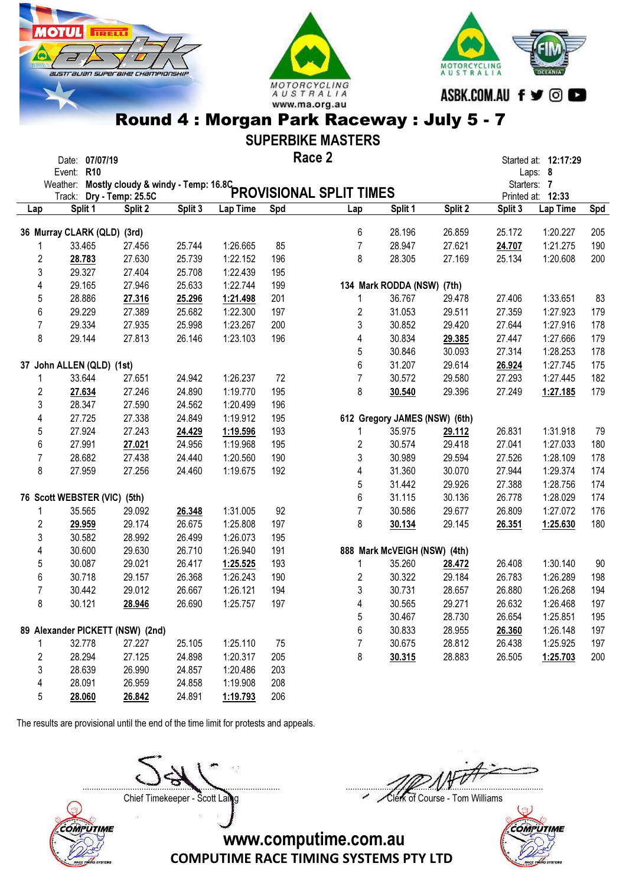# Round 4 : Morgan Park Raceway : July 5 - 7

## SUPERBIKE MASTERS

### Race 2

Date: **07/07/19**
Event: **R10**
Weather: **Mostly cloudy & windy - Temp: 16.8C**
Track: **Dry - Temp: 25.5C**

Started at: **12:17:29**
Laps: **8**
Starters: **7**
Printed at: **12:33**

### PROVISIONAL SPLIT TIMES

**36 Murray CLARK (QLD) (3rd)**

| Lap | Split 1 | Split 2 | Split 3 | Lap Time | Spd |
|---|---|---|---|---|---|
| 1 | 33.465 | 27.456 | 25.744 | 1:26.665 | 85 |
| 2 | **28.783** | 27.630 | 25.739 | 1:22.152 | 196 |
| 3 | 29.327 | 27.404 | 25.708 | 1:22.439 | 195 |
| 4 | 29.165 | 27.946 | 25.633 | 1:22.744 | 199 |
| 5 | 28.886 | **27.316** | **25.296** | **1:21.498** | 201 |
| 6 | 29.229 | 27.389 | 25.682 | 1:22.300 | 197 |
| 7 | 29.334 | 27.935 | 25.998 | 1:23.267 | 200 |
| 8 | 29.144 | 27.813 | 26.146 | 1:23.103 | 196 |

**37 John ALLEN (QLD) (1st)**

| Lap | Split 1 | Split 2 | Split 3 | Lap Time | Spd |
|---|---|---|---|---|---|
| 1 | 33.644 | 27.651 | 24.942 | 1:26.237 | 72 |
| 2 | **27.634** | 27.246 | 24.890 | 1:19.770 | 195 |
| 3 | 28.347 | 27.590 | 24.562 | 1:20.499 | 196 |
| 4 | 27.725 | 27.338 | 24.849 | 1:19.912 | 195 |
| 5 | 27.924 | 27.243 | **24.429** | **1:19.596** | 193 |
| 6 | 27.991 | **27.021** | 24.956 | 1:19.968 | 195 |
| 7 | 28.682 | 27.438 | 24.440 | 1:20.560 | 190 |
| 8 | 27.959 | 27.256 | 24.460 | 1:19.675 | 192 |

**76 Scott WEBSTER (VIC) (5th)**

| Lap | Split 1 | Split 2 | Split 3 | Lap Time | Spd |
|---|---|---|---|---|---|
| 1 | 35.565 | 29.092 | **26.348** | 1:31.005 | 92 |
| 2 | **29.959** | 29.174 | 26.675 | 1:25.808 | 197 |
| 3 | 30.582 | 28.992 | 26.499 | 1:26.073 | 195 |
| 4 | 30.600 | 29.630 | 26.710 | 1:26.940 | 191 |
| 5 | 30.087 | 29.021 | 26.417 | **1:25.525** | 193 |
| 6 | 30.718 | 29.157 | 26.368 | 1:26.243 | 190 |
| 7 | 30.442 | 29.012 | 26.667 | 1:26.121 | 194 |
| 8 | 30.121 | **28.946** | 26.690 | 1:25.757 | 197 |

**89 Alexander PICKETT (NSW) (2nd)**

| Lap | Split 1 | Split 2 | Split 3 | Lap Time | Spd |
|---|---|---|---|---|---|
| 1 | 32.778 | 27.227 | 25.105 | 1:25.110 | 75 |
| 2 | 28.294 | 27.125 | 24.898 | 1:20.317 | 205 |
| 3 | 28.639 | 26.990 | 24.857 | 1:20.486 | 203 |
| 4 | 28.091 | 26.959 | 24.858 | 1:19.908 | 208 |
| 5 | **28.060** | **26.842** | 24.891 | **1:19.793** | 206 |
| 6 | 28.196 | 26.859 | 25.172 | 1:20.227 | 205 |
| 7 | 28.947 | 27.621 | **24.707** | 1:21.275 | 190 |
| 8 | 28.305 | 27.169 | 25.134 | 1:20.608 | 200 |

**134 Mark RODDA (NSW) (7th)**

| Lap | Split 1 | Split 2 | Split 3 | Lap Time | Spd |
|---|---|---|---|---|---|
| 1 | 36.767 | 29.478 | 27.406 | 1:33.651 | 83 |
| 2 | 31.053 | 29.511 | 27.359 | 1:27.923 | 179 |
| 3 | 30.852 | 29.420 | 27.644 | 1:27.916 | 178 |
| 4 | 30.834 | **29.385** | 27.447 | 1:27.666 | 179 |
| 5 | 30.846 | 30.093 | 27.314 | 1:28.253 | 178 |
| 6 | 31.207 | 29.614 | **26.924** | 1:27.745 | 175 |
| 7 | 30.572 | 29.580 | 27.293 | 1:27.445 | 182 |
| 8 | **30.540** | 29.396 | 27.249 | **1:27.185** | 179 |

**612 Gregory JAMES (NSW) (6th)**

| Lap | Split 1 | Split 2 | Split 3 | Lap Time | Spd |
|---|---|---|---|---|---|
| 1 | 35.975 | **29.112** | 26.831 | 1:31.918 | 79 |
| 2 | 30.574 | 29.418 | 27.041 | 1:27.033 | 180 |
| 3 | 30.989 | 29.594 | 27.526 | 1:28.109 | 178 |
| 4 | 31.360 | 30.070 | 27.944 | 1:29.374 | 174 |
| 5 | 31.442 | 29.926 | 27.388 | 1:28.756 | 174 |
| 6 | 31.115 | 30.136 | 26.778 | 1:28.029 | 174 |
| 7 | 30.586 | 29.677 | 26.809 | 1:27.072 | 176 |
| 8 | **30.134** | 29.145 | **26.351** | **1:25.630** | 180 |

**888 Mark McVEIGH (NSW) (4th)**

| Lap | Split 1 | Split 2 | Split 3 | Lap Time | Spd |
|---|---|---|---|---|---|
| 1 | 35.260 | **28.472** | 26.408 | 1:30.140 | 90 |
| 2 | 30.322 | 29.184 | 26.783 | 1:26.289 | 198 |
| 3 | 30.731 | 28.657 | 26.880 | 1:26.268 | 194 |
| 4 | 30.565 | 29.271 | 26.632 | 1:26.468 | 197 |
| 5 | 30.467 | 28.730 | 26.654 | 1:25.851 | 195 |
| 6 | 30.833 | 28.955 | **26.360** | 1:26.148 | 197 |
| 7 | 30.675 | 28.812 | 26.438 | 1:25.925 | 197 |
| 8 | **30.315** | 28.883 | 26.505 | **1:25.703** | 200 |

The results are provisional until the end of the time limit for protests and appeals.

Chief Timekeeper - Scott Laing

Clerk of Course - Tom Williams

www.computime.com.au
COMPUTIME RACE TIMING SYSTEMS PTY LTD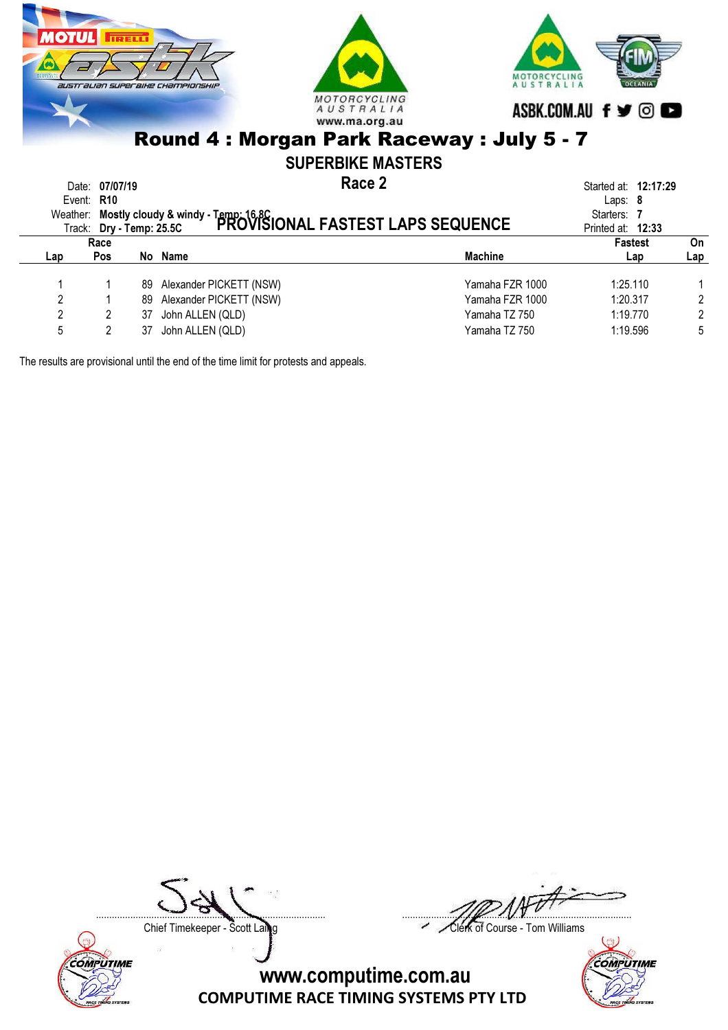# Round 4 : Morgan Park Raceway : July 5 - 7

## SUPERBIKE MASTERS

## Race 2

## PROVISIONAL FASTEST LAPS SEQUENCE

Date: **07/07/19**
Event: **R10**
Weather: **Mostly cloudy & windy - Temp: 16.8C**
Track: **Dry - Temp: 25.5C**

Started at: **12:17:29**
Laps: **8**
Starters: **7**
Printed at: **12:33**

| Lap | Race Pos | No | Name | Machine | Fastest Lap | On Lap |
|---|---|---|---|---|---|---|
| 1 | 1 | 89 | Alexander PICKETT (NSW) | Yamaha FZR 1000 | 1:25.110 | 1 |
| 2 | 1 | 89 | Alexander PICKETT (NSW) | Yamaha FZR 1000 | 1:20.317 | 2 |
| 2 | 2 | 37 | John ALLEN (QLD) | Yamaha TZ 750 | 1:19.770 | 2 |
| 5 | 2 | 37 | John ALLEN (QLD) | Yamaha TZ 750 | 1:19.596 | 5 |

The results are provisional until the end of the time limit for protests and appeals.

Chief Timekeeper - Scott Laing

Clerk of Course - Tom Williams

www.computime.com.au

COMPUTIME RACE TIMING SYSTEMS PTY LTD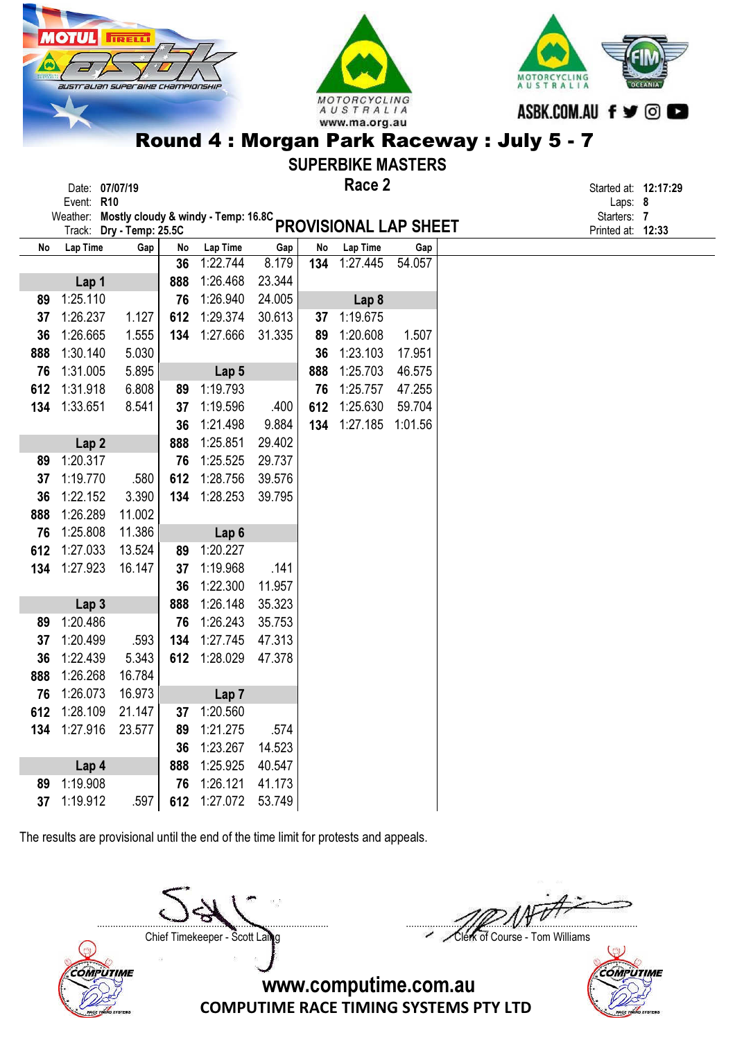# Round 4 : Morgan Park Raceway : July 5 - 7

## SUPERBIKE MASTERS

### Race 2

Date: **07/07/19**
Event: **R10**
Weather: **Mostly cloudy & windy - Temp: 16.8C**
Track: **Dry - Temp: 25.5C**

**PROVISIONAL LAP SHEET**

Started at: **12:17:29**
Laps: **8**
Starters: **7**
Printed at: **12:33**

| No | Lap Time | Gap |
|---|---|---|
| **Lap 1** | | |
| 89 | 1:25.110 | |
| 37 | 1:26.237 | 1.127 |
| 36 | 1:26.665 | 1.555 |
| 888 | 1:30.140 | 5.030 |
| 76 | 1:31.005 | 5.895 |
| 612 | 1:31.918 | 6.808 |
| 134 | 1:33.651 | 8.541 |
| **Lap 2** | | |
| 89 | 1:20.317 | |
| 37 | 1:19.770 | .580 |
| 36 | 1:22.152 | 3.390 |
| 888 | 1:26.289 | 11.002 |
| 76 | 1:25.808 | 11.386 |
| 612 | 1:27.033 | 13.524 |
| 134 | 1:27.923 | 16.147 |
| **Lap 3** | | |
| 89 | 1:20.486 | |
| 37 | 1:20.499 | .593 |
| 36 | 1:22.439 | 5.343 |
| 888 | 1:26.268 | 16.784 |
| 76 | 1:26.073 | 16.973 |
| 612 | 1:28.109 | 21.147 |
| 134 | 1:27.916 | 23.577 |
| **Lap 4** | | |
| 89 | 1:19.908 | |
| 37 | 1:19.912 | .597 |
| 36 | 1:22.744 | 8.179 |
| 888 | 1:26.468 | 23.344 |
| 76 | 1:26.940 | 24.005 |
| 612 | 1:29.374 | 30.613 |
| 134 | 1:27.666 | 31.335 |
| **Lap 5** | | |
| 89 | 1:19.793 | |
| 37 | 1:19.596 | .400 |
| 36 | 1:21.498 | 9.884 |
| 888 | 1:25.851 | 29.402 |
| 76 | 1:25.525 | 29.737 |
| 612 | 1:28.756 | 39.576 |
| 134 | 1:28.253 | 39.795 |
| **Lap 6** | | |
| 89 | 1:20.227 | |
| 37 | 1:19.968 | .141 |
| 36 | 1:22.300 | 11.957 |
| 888 | 1:26.148 | 35.323 |
| 76 | 1:26.243 | 35.753 |
| 134 | 1:27.745 | 47.313 |
| 612 | 1:28.029 | 47.378 |
| **Lap 7** | | |
| 37 | 1:20.560 | |
| 89 | 1:21.275 | .574 |
| 36 | 1:23.267 | 14.523 |
| 888 | 1:25.925 | 40.547 |
| 76 | 1:26.121 | 41.173 |
| 612 | 1:27.072 | 53.749 |
| 134 | 1:27.445 | 54.057 |
| **Lap 8** | | |
| 37 | 1:19.675 | |
| 89 | 1:20.608 | 1.507 |
| 36 | 1:23.103 | 17.951 |
| 888 | 1:25.703 | 46.575 |
| 76 | 1:25.757 | 47.255 |
| 612 | 1:25.630 | 59.704 |
| 134 | 1:27.185 | 1:01.56 |

The results are provisional until the end of the time limit for protests and appeals.

Chief Timekeeper - Scott Laing

Clerk of Course - Tom Williams

www.computime.com.au
COMPUTIME RACE TIMING SYSTEMS PTY LTD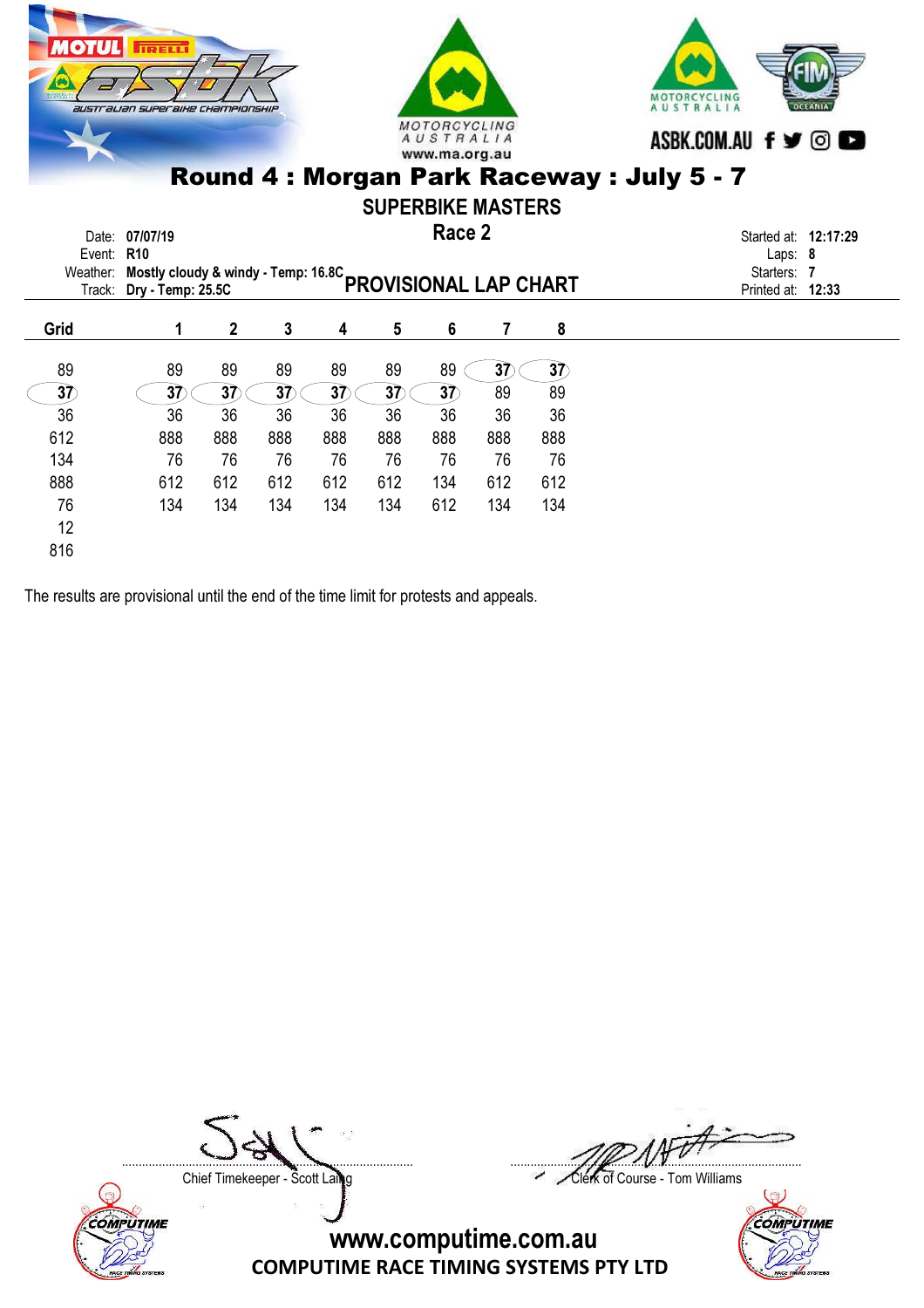# Round 4 : Morgan Park Raceway : July 5 - 7

## SUPERBIKE MASTERS

## Race 2

Date: **07/07/19**
Event: **R10**
Weather: **Mostly cloudy & windy - Temp: 16.8C**
Track: **Dry - Temp: 25.5C**

## PROVISIONAL LAP CHART

Started at: **12:17:29**
Laps: **8**
Starters: **7**
Printed at: **12:33**

| Grid | 1 | 2 | 3 | 4 | 5 | 6 | 7 | 8 |
|---|---|---|---|---|---|---|---|---|
| 89 | 89 | 89 | 89 | 89 | 89 | 89 | **37** | **37** |
| **37** | **37** | **37** | **37** | **37** | **37** | **37** | 89 | 89 |
| 36 | 36 | 36 | 36 | 36 | 36 | 36 | 36 | 36 |
| 612 | 888 | 888 | 888 | 888 | 888 | 888 | 888 | 888 |
| 134 | 76 | 76 | 76 | 76 | 76 | 76 | 76 | 76 |
| 888 | 612 | 612 | 612 | 612 | 612 | 134 | 612 | 612 |
| 76 | 134 | 134 | 134 | 134 | 134 | 612 | 134 | 134 |
| 12 | | | | | | | | |
| 816 | | | | | | | | |

The results are provisional until the end of the time limit for protests and appeals.

Chief Timekeeper - Scott Laing

Clerk of Course - Tom Williams

www.computime.com.au

COMPUTIME RACE TIMING SYSTEMS PTY LTD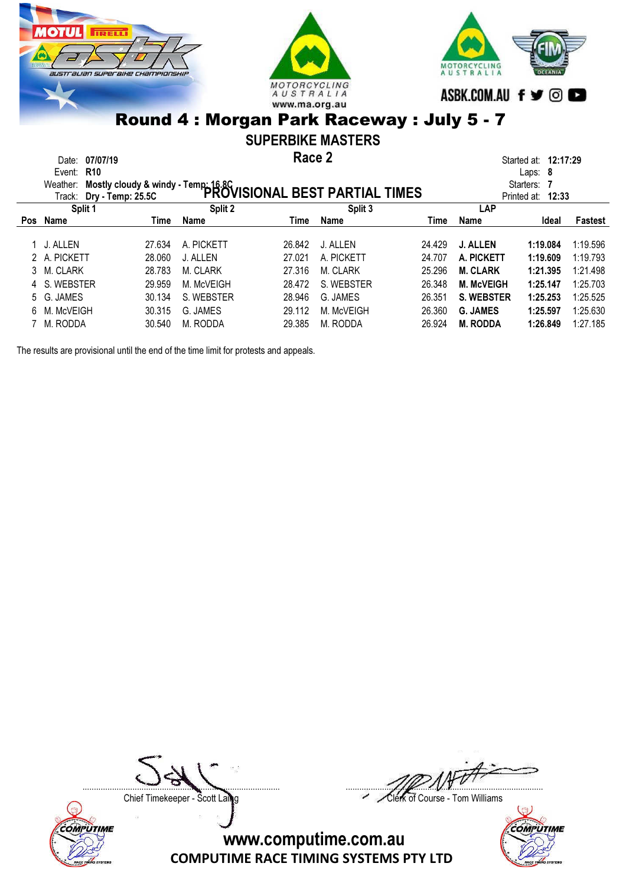# Round 4 : Morgan Park Raceway : July 5 - 7

## SUPERBIKE MASTERS

### Race 2

### PROVISIONAL BEST PARTIAL TIMES

Date: **07/07/19**
Event: **R10**
Weather: **Mostly cloudy & windy - Temp: 16.8C**
Track: **Dry - Temp: 25.5C**

Started at: **12:17:29**
Laps: **8**
Starters: **7**
Printed at: **12:33**

| | Split 1 | | Split 2 | | Split 3 | | LAP | | |
|---|---|---|---|---|---|---|---|---|---|
| Pos | Name | Time | Name | Time | Name | Time | Name | Ideal | Fastest |
| 1 | J. ALLEN | 27.634 | A. PICKETT | 26.842 | J. ALLEN | 24.429 | **J. ALLEN** | **1:19.084** | 1:19.596 |
| 2 | A. PICKETT | 28.060 | J. ALLEN | 27.021 | A. PICKETT | 24.707 | **A. PICKETT** | **1:19.609** | 1:19.793 |
| 3 | M. CLARK | 28.783 | M. CLARK | 27.316 | M. CLARK | 25.296 | **M. CLARK** | **1:21.395** | 1:21.498 |
| 4 | S. WEBSTER | 29.959 | M. McVEIGH | 28.472 | S. WEBSTER | 26.348 | **M. McVEIGH** | **1:25.147** | 1:25.703 |
| 5 | G. JAMES | 30.134 | S. WEBSTER | 28.946 | G. JAMES | 26.351 | **S. WEBSTER** | **1:25.253** | 1:25.525 |
| 6 | M. McVEIGH | 30.315 | G. JAMES | 29.112 | M. McVEIGH | 26.360 | **G. JAMES** | **1:25.597** | 1:25.630 |
| 7 | M. RODDA | 30.540 | M. RODDA | 29.385 | M. RODDA | 26.924 | **M. RODDA** | **1:26.849** | 1:27.185 |

The results are provisional until the end of the time limit for protests and appeals.

Chief Timekeeper - Scott Laing

Clerk of Course - Tom Williams

www.computime.com.au
COMPUTIME RACE TIMING SYSTEMS PTY LTD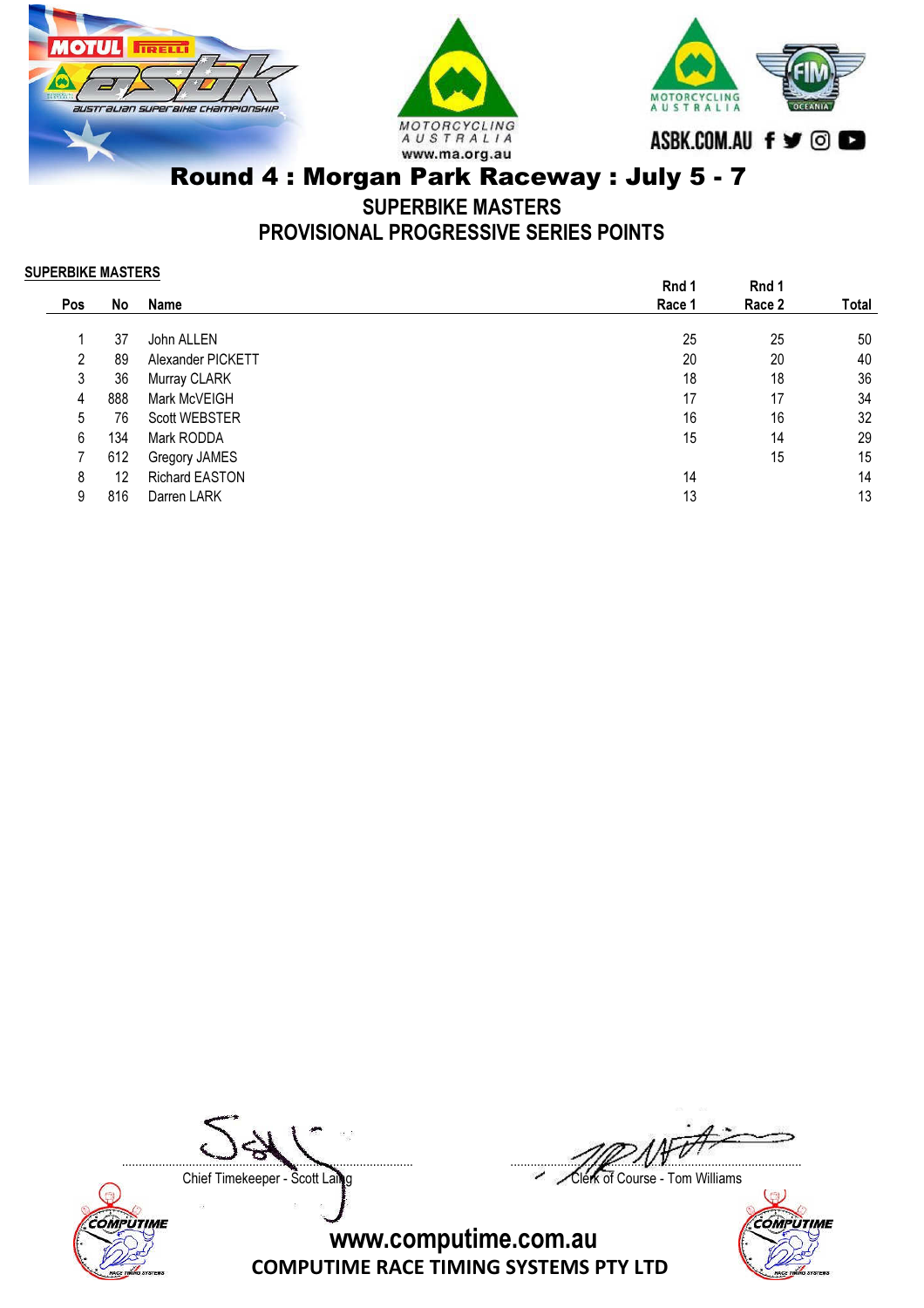# Round 4 : Morgan Park Raceway : July 5 - 7

## SUPERBIKE MASTERS

## PROVISIONAL PROGRESSIVE SERIES POINTS

**SUPERBIKE MASTERS**

| Pos | No | Name | Rnd 1 Race 1 | Rnd 1 Race 2 | Total |
|---|---|---|---|---|---|
| 1 | 37 | John ALLEN | 25 | 25 | 50 |
| 2 | 89 | Alexander PICKETT | 20 | 20 | 40 |
| 3 | 36 | Murray CLARK | 18 | 18 | 36 |
| 4 | 888 | Mark McVEIGH | 17 | 17 | 34 |
| 5 | 76 | Scott WEBSTER | 16 | 16 | 32 |
| 6 | 134 | Mark RODDA | 15 | 14 | 29 |
| 7 | 612 | Gregory JAMES | | 15 | 15 |
| 8 | 12 | Richard EASTON | 14 | | 14 |
| 9 | 816 | Darren LARK | 13 | | 13 |

Chief Timekeeper - Scott Laing

Clerk of Course - Tom Williams

www.computime.com.au

COMPUTIME RACE TIMING SYSTEMS PTY LTD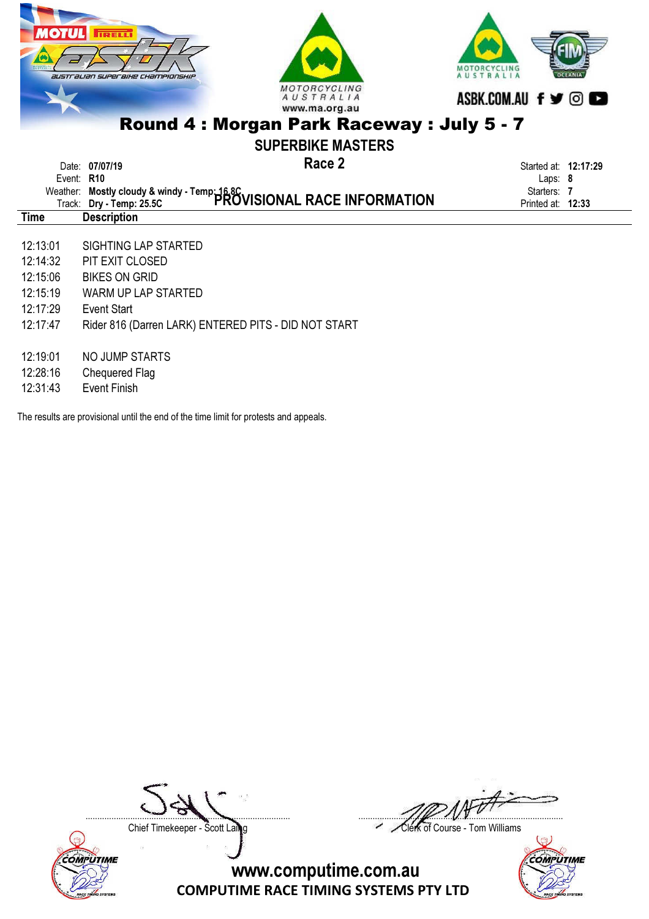## Round 4 : Morgan Park Raceway : July 5 - 7

### SUPERBIKE MASTERS

### Race 2

Date: **07/07/19**
Event: **R10**
Weather: **Mostly cloudy & windy - Temp: 16.8C**
Track: **Dry - Temp: 25.5C**

Started at: **12:17:29**
Laps: **8**
Starters: **7**
Printed at: **12:33**

**PROVISIONAL RACE INFORMATION**

| Time | Description |
|---|---|
| 12:13:01 | SIGHTING LAP STARTED |
| 12:14:32 | PIT EXIT CLOSED |
| 12:15:06 | BIKES ON GRID |
| 12:15:19 | WARM UP LAP STARTED |
| 12:17:29 | Event Start |
| 12:17:47 | Rider 816 (Darren LARK) ENTERED PITS - DID NOT START |
| 12:19:01 | NO JUMP STARTS |
| 12:28:16 | Chequered Flag |
| 12:31:43 | Event Finish |

The results are provisional until the end of the time limit for protests and appeals.

Chief Timekeeper - Scott Laing

Clerk of Course - Tom Williams

www.computime.com.au

COMPUTIME RACE TIMING SYSTEMS PTY LTD